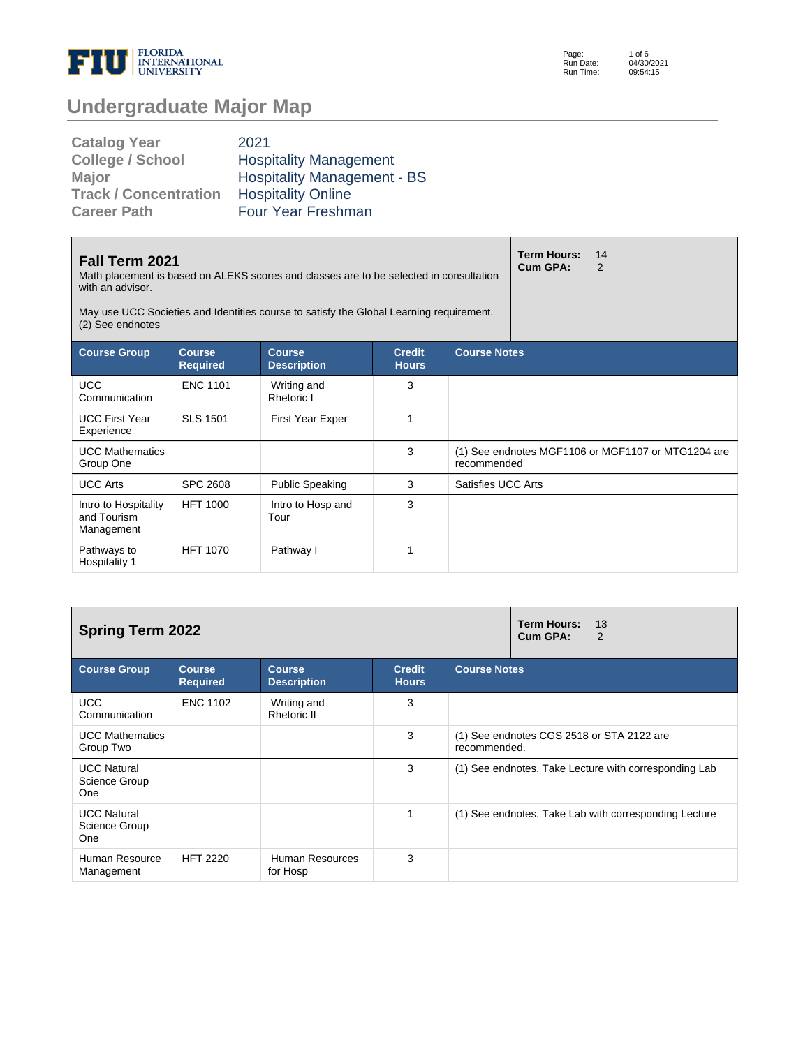# Undergraduate Major Map

| | |
|---|---|
| **Catalog Year** | 2021 |
| **College / School** | Hospitality Management |
| **Major** | Hospitality Management - BS |
| **Track / Concentration** | Hospitality Online |
| **Career Path** | Four Year Freshman |

## Fall Term 2021

Math placement is based on ALEKS scores and classes are to be selected in consultation with an advisor.

May use UCC Societies and Identities course to satisfy the Global Learning requirement. (2) See endnotes

**Term Hours:** 14
**Cum GPA:** 2

| Course Group | Course Required | Course Description | Credit Hours | Course Notes |
|---|---|---|---|---|
| UCC Communication | ENC 1101 | Writing and Rhetoric I | 3 | |
| UCC First Year Experience | SLS 1501 | First Year Exper | 1 | |
| UCC Mathematics Group One | | | 3 | (1) See endnotes MGF1106 or MGF1107 or MTG1204 are recommended |
| UCC Arts | SPC 2608 | Public Speaking | 3 | Satisfies UCC Arts |
| Intro to Hospitality and Tourism Management | HFT 1000 | Intro to Hosp and Tour | 3 | |
| Pathways to Hospitality 1 | HFT 1070 | Pathway I | 1 | |

## Spring Term 2022

**Term Hours:** 13
**Cum GPA:** 2

| Course Group | Course Required | Course Description | Credit Hours | Course Notes |
|---|---|---|---|---|
| UCC Communication | ENC 1102 | Writing and Rhetoric II | 3 | |
| UCC Mathematics Group Two | | | 3 | (1) See endnotes CGS 2518 or STA 2122 are recommended. |
| UCC Natural Science Group One | | | 3 | (1) See endnotes. Take Lecture with corresponding Lab |
| UCC Natural Science Group One | | | 1 | (1) See endnotes. Take Lab with corresponding Lecture |
| Human Resource Management | HFT 2220 | Human Resources for Hosp | 3 | |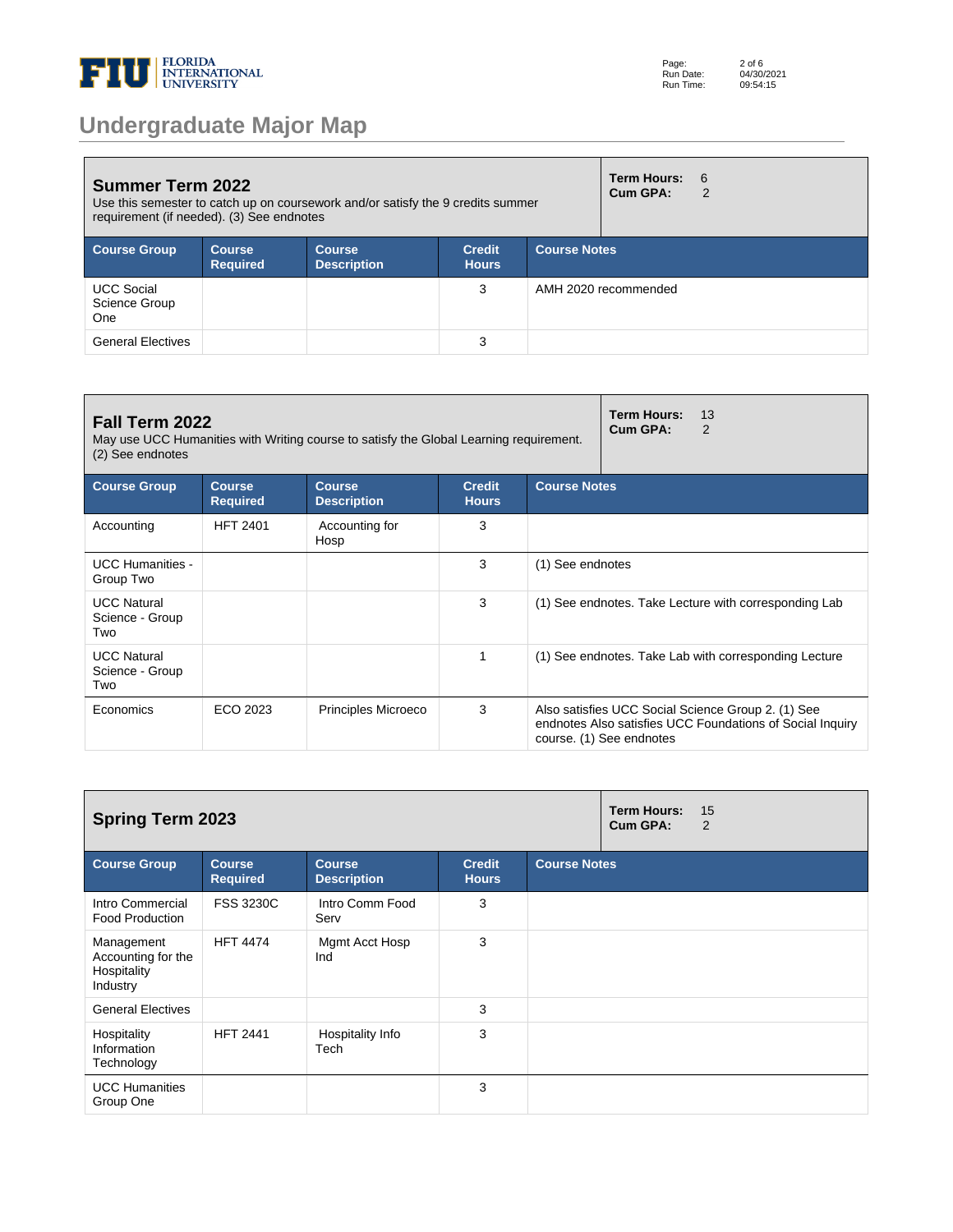# Undergraduate Major Map

## Summer Term 2022

Use this semester to catch up on coursework and/or satisfy the 9 credits summer requirement (if needed). (3) See endnotes

**Term Hours:** 6
**Cum GPA:** 2

| Course Group | Course Required | Course Description | Credit Hours | Course Notes |
|---|---|---|---|---|
| UCC Social Science Group One | | | 3 | AMH 2020 recommended |
| General Electives | | | 3 | |

## Fall Term 2022

May use UCC Humanities with Writing course to satisfy the Global Learning requirement. (2) See endnotes

**Term Hours:** 13
**Cum GPA:** 2

| Course Group | Course Required | Course Description | Credit Hours | Course Notes |
|---|---|---|---|---|
| Accounting | HFT 2401 | Accounting for Hosp | 3 | |
| UCC Humanities - Group Two | | | 3 | (1) See endnotes |
| UCC Natural Science - Group Two | | | 3 | (1) See endnotes. Take Lecture with corresponding Lab |
| UCC Natural Science - Group Two | | | 1 | (1) See endnotes. Take Lab with corresponding Lecture |
| Economics | ECO 2023 | Principles Microeco | 3 | Also satisfies UCC Social Science Group 2. (1) See endnotes Also satisfies UCC Foundations of Social Inquiry course. (1) See endnotes |

## Spring Term 2023

**Term Hours:** 15
**Cum GPA:** 2

| Course Group | Course Required | Course Description | Credit Hours | Course Notes |
|---|---|---|---|---|
| Intro Commercial Food Production | FSS 3230C | Intro Comm Food Serv | 3 | |
| Management Accounting for the Hospitality Industry | HFT 4474 | Mgmt Acct Hosp Ind | 3 | |
| General Electives | | | 3 | |
| Hospitality Information Technology | HFT 2441 | Hospitality Info Tech | 3 | |
| UCC Humanities Group One | | | 3 | |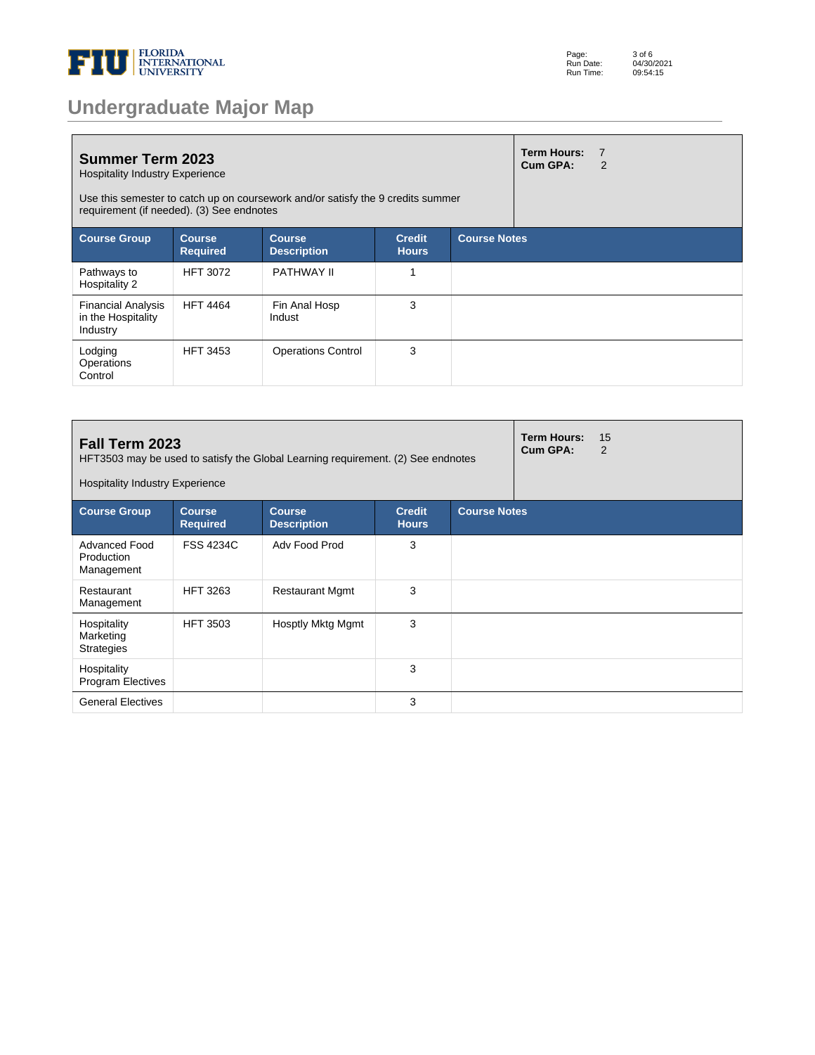# Undergraduate Major Map

## Summer Term 2023

Hospitality Industry Experience

Use this semester to catch up on coursework and/or satisfy the 9 credits summer requirement (if needed). (3) See endnotes

**Term Hours:** 7
**Cum GPA:** 2

| Course Group | Course Required | Course Description | Credit Hours | Course Notes |
|---|---|---|---|---|
| Pathways to Hospitality 2 | HFT 3072 | PATHWAY II | 1 | |
| Financial Analysis in the Hospitality Industry | HFT 4464 | Fin Anal Hosp Indust | 3 | |
| Lodging Operations Control | HFT 3453 | Operations Control | 3 | |

## Fall Term 2023

HFT3503 may be used to satisfy the Global Learning requirement. (2) See endnotes

Hospitality Industry Experience

**Term Hours:** 15
**Cum GPA:** 2

| Course Group | Course Required | Course Description | Credit Hours | Course Notes |
|---|---|---|---|---|
| Advanced Food Production Management | FSS 4234C | Adv Food Prod | 3 | |
| Restaurant Management | HFT 3263 | Restaurant Mgmt | 3 | |
| Hospitality Marketing Strategies | HFT 3503 | Hosptly Mktg Mgmt | 3 | |
| Hospitality Program Electives | | | 3 | |
| General Electives | | | 3 | |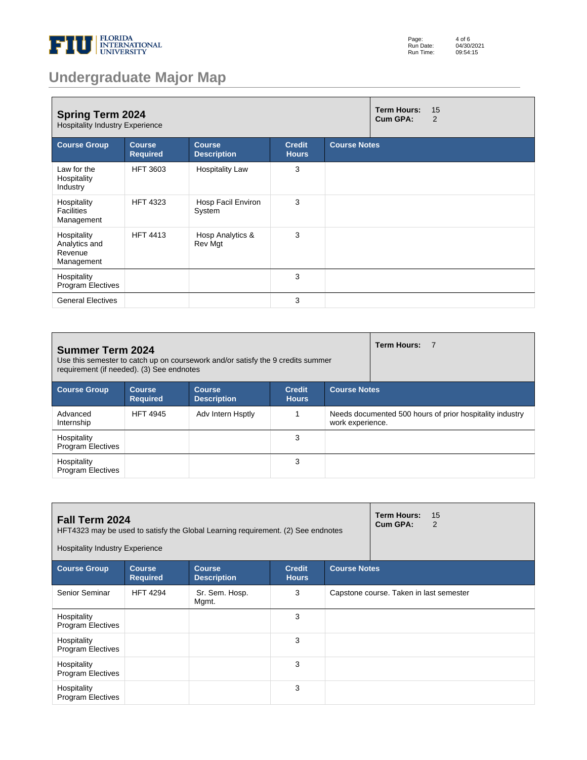# Undergraduate Major Map

## Spring Term 2024

Hospitality Industry Experience

**Term Hours:** 15
**Cum GPA:** 2

| Course Group | Course Required | Course Description | Credit Hours | Course Notes |
|---|---|---|---|---|
| Law for the Hospitality Industry | HFT 3603 | Hospitality Law | 3 | |
| Hospitality Facilities Management | HFT 4323 | Hosp Facil Environ System | 3 | |
| Hospitality Analytics and Revenue Management | HFT 4413 | Hosp Analytics & Rev Mgt | 3 | |
| Hospitality Program Electives | | | 3 | |
| General Electives | | | 3 | |

## Summer Term 2024

Use this semester to catch up on coursework and/or satisfy the 9 credits summer requirement (if needed). (3) See endnotes

**Term Hours:** 7

| Course Group | Course Required | Course Description | Credit Hours | Course Notes |
|---|---|---|---|---|
| Advanced Internship | HFT 4945 | Adv Intern Hsptly | 1 | Needs documented 500 hours of prior hospitality industry work experience. |
| Hospitality Program Electives | | | 3 | |
| Hospitality Program Electives | | | 3 | |

## Fall Term 2024

HFT4323 may be used to satisfy the Global Learning requirement. (2) See endnotes

Hospitality Industry Experience

**Term Hours:** 15
**Cum GPA:** 2

| Course Group | Course Required | Course Description | Credit Hours | Course Notes |
|---|---|---|---|---|
| Senior Seminar | HFT 4294 | Sr. Sem. Hosp. Mgmt. | 3 | Capstone course. Taken in last semester |
| Hospitality Program Electives | | | 3 | |
| Hospitality Program Electives | | | 3 | |
| Hospitality Program Electives | | | 3 | |
| Hospitality Program Electives | | | 3 | |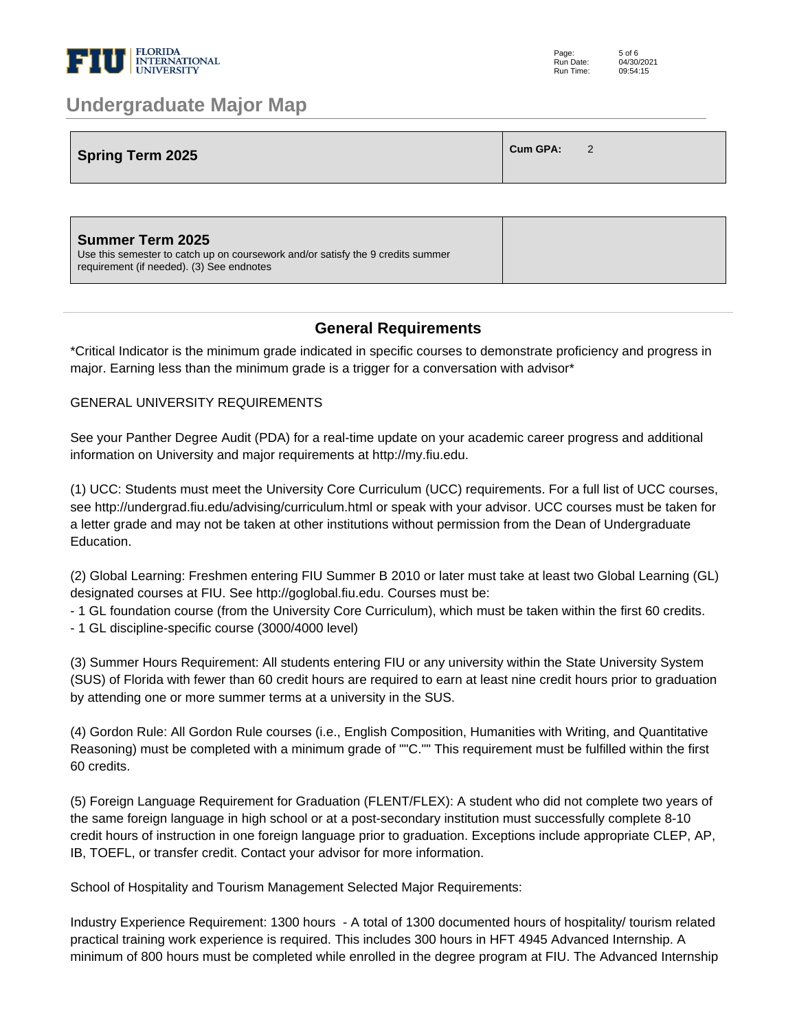| Spring Term 2025 | Cum GPA: 2 |
| --- | --- |

| Summer Term 2025<br>Use this semester to catch up on coursework and/or satisfy the 9 credits summer requirement (if needed). (3) See endnotes | |
| --- | --- |

## General Requirements

*Critical Indicator is the minimum grade indicated in specific courses to demonstrate proficiency and progress in major. Earning less than the minimum grade is a trigger for a conversation with advisor*

GENERAL UNIVERSITY REQUIREMENTS

See your Panther Degree Audit (PDA) for a real-time update on your academic career progress and additional information on University and major requirements at http://my.fiu.edu.

(1) UCC: Students must meet the University Core Curriculum (UCC) requirements. For a full list of UCC courses, see http://undergrad.fiu.edu/advising/curriculum.html or speak with your advisor. UCC courses must be taken for a letter grade and may not be taken at other institutions without permission from the Dean of Undergraduate Education.

(2) Global Learning: Freshmen entering FIU Summer B 2010 or later must take at least two Global Learning (GL) designated courses at FIU. See http://goglobal.fiu.edu. Courses must be:
- 1 GL foundation course (from the University Core Curriculum), which must be taken within the first 60 credits.
- 1 GL discipline-specific course (3000/4000 level)

(3) Summer Hours Requirement: All students entering FIU or any university within the State University System (SUS) of Florida with fewer than 60 credit hours are required to earn at least nine credit hours prior to graduation by attending one or more summer terms at a university in the SUS.

(4) Gordon Rule: All Gordon Rule courses (i.e., English Composition, Humanities with Writing, and Quantitative Reasoning) must be completed with a minimum grade of ""C."" This requirement must be fulfilled within the first 60 credits.

(5) Foreign Language Requirement for Graduation (FLENT/FLEX): A student who did not complete two years of the same foreign language in high school or at a post-secondary institution must successfully complete 8-10 credit hours of instruction in one foreign language prior to graduation. Exceptions include appropriate CLEP, AP, IB, TOEFL, or transfer credit. Contact your advisor for more information.

School of Hospitality and Tourism Management Selected Major Requirements:

Industry Experience Requirement: 1300 hours - A total of 1300 documented hours of hospitality/ tourism related practical training work experience is required. This includes 300 hours in HFT 4945 Advanced Internship. A minimum of 800 hours must be completed while enrolled in the degree program at FIU. The Advanced Internship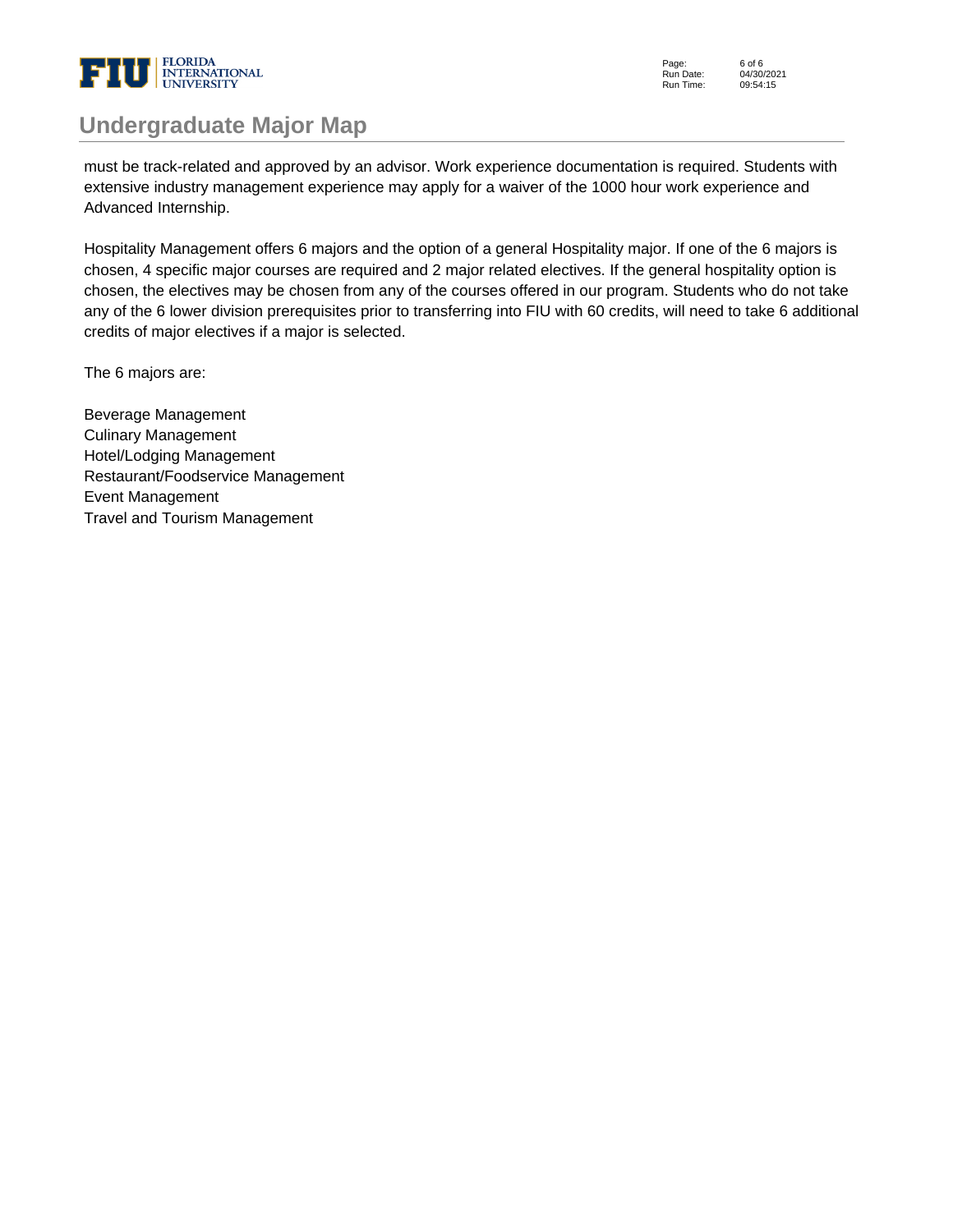# Undergraduate Major Map

must be track-related and approved by an advisor. Work experience documentation is required. Students with extensive industry management experience may apply for a waiver of the 1000 hour work experience and Advanced Internship.

Hospitality Management offers 6 majors and the option of a general Hospitality major. If one of the 6 majors is chosen, 4 specific major courses are required and 2 major related electives. If the general hospitality option is chosen, the electives may be chosen from any of the courses offered in our program. Students who do not take any of the 6 lower division prerequisites prior to transferring into FIU with 60 credits, will need to take 6 additional credits of major electives if a major is selected.

The 6 majors are:

Beverage Management
Culinary Management
Hotel/Lodging Management
Restaurant/Foodservice Management
Event Management
Travel and Tourism Management